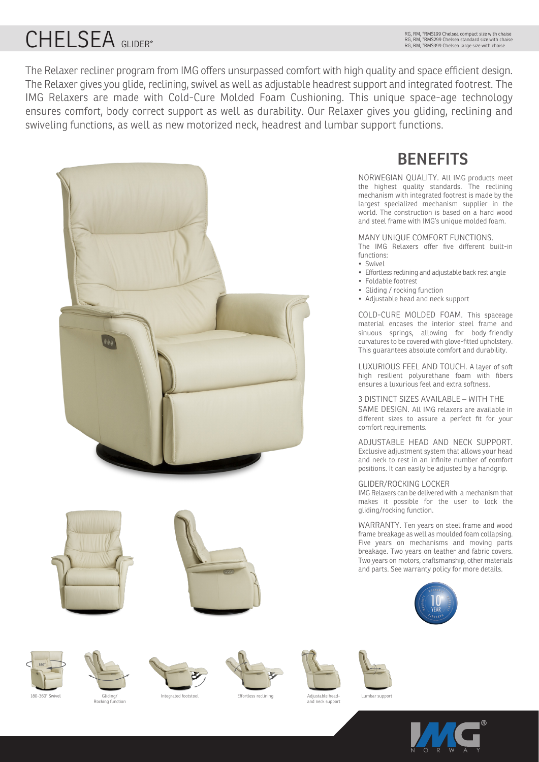# CHELSEA GLIDER*

RG, RM, *RMS199 Chelsea compact size with chaise
RG, RM, *RMS299 Chelsea standard size with chaise
RG, RM, *RMS399 Chelsea large size with chaise

The Relaxer recliner program from IMG offers unsurpassed comfort with high quality and space efficient design. The Relaxer gives you glide, reclining, swivel as well as adjustable headrest support and integrated footrest. The IMG Relaxers are made with Cold-Cure Molded Foam Cushioning. This unique space-age technology ensures comfort, body correct support as well as durability. Our Relaxer gives you gliding, reclining and swiveling functions, as well as new motorized neck, headrest and lumbar support functions.

## BENEFITS

NORWEGIAN QUALITY. All IMG products meet the highest quality standards. The reclining mechanism with integrated footrest is made by the largest specialized mechanism supplier in the world. The construction is based on a hard wood and steel frame with IMG's unique molded foam.

MANY UNIQUE COMFORT FUNCTIONS.
The IMG Relaxers offer five different built-in functions:

- Swivel
- Effortless reclining and adjustable back rest angle
- Foldable footrest
- Gliding / rocking function
- Adjustable head and neck support

COLD-CURE MOLDED FOAM. This spaceage material encases the interior steel frame and sinuous springs, allowing for body-friendly curvatures to be covered with glove-fitted upholstery. This guarantees absolute comfort and durability.

LUXURIOUS FEEL AND TOUCH. A layer of soft high resilient polyurethane foam with fibers ensures a luxurious feel and extra softness.

3 DISTINCT SIZES AVAILABLE – WITH THE SAME DESIGN. All IMG relaxers are available in different sizes to assure a perfect fit for your comfort requirements.

ADJUSTABLE HEAD AND NECK SUPPORT. Exclusive adjustment system that allows your head and neck to rest in an infinite number of comfort positions. It can easily be adjusted by a handgrip.

GLIDER/ROCKING LOCKER
IMG Relaxers can be delivered with a mechanism that makes it possible for the user to lock the gliding/rocking function.

WARRANTY. Ten years on steel frame and wood frame breakage as well as moulded foam collapsing. Five years on mechanisms and moving parts breakage. Two years on leather and fabric covers. Two years on motors, craftsmanship, other materials and parts. See warranty policy for more details.

180-360° Swivel

Gliding/ Rocking function

Integrated footstool

Effortless reclining

Adjustable head- and neck support

Lumbar support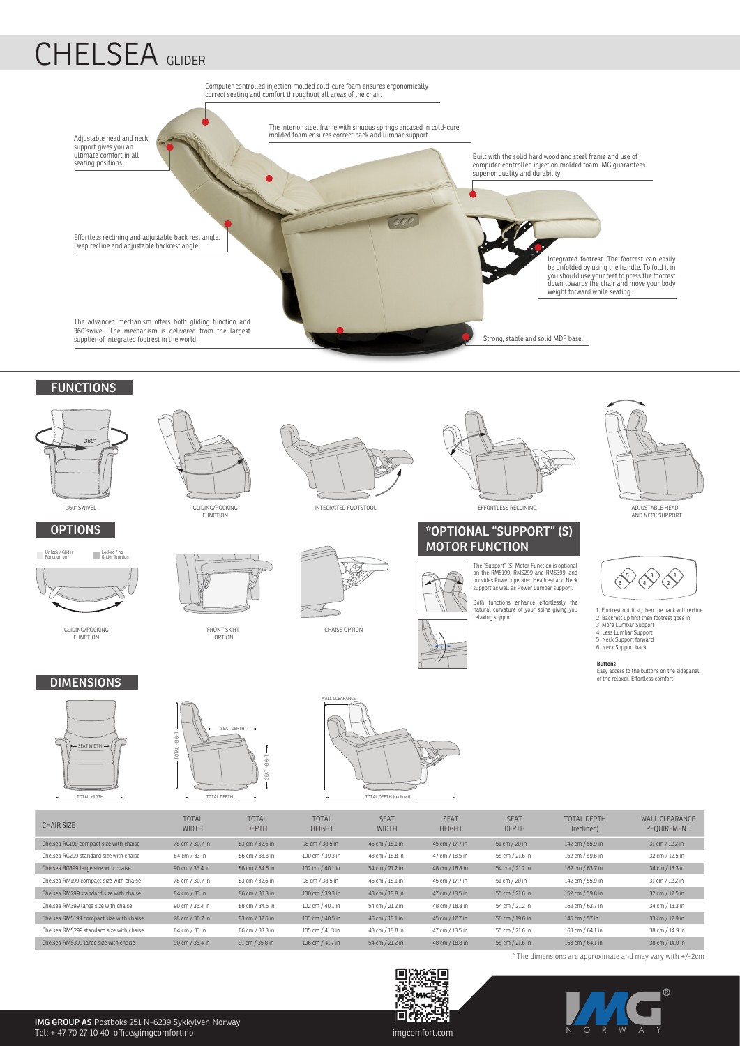# CHELSEA GLIDER

Computer controlled injection molded cold-cure foam ensures ergonomically correct seating and comfort throughout all areas of the chair.

Adjustable head and neck support gives you an ultimate comfort in all seating positions.

The interior steel frame with sinuous springs encased in cold-cure molded foam ensures correct back and lumbar support.

Built with the solid hard wood and steel frame and use of computer controlled injection molded foam IMG guarantees superior quality and durability.

Effortless reclining and adjustable back rest angle. Deep recline and adjustable backrest angle.

Integrated footrest. The footrest can easily be unfolded by using the handle. To fold it in you should use your feet to press the footrest down towards the chair and move your body weight forward while seating.

The advanced mechanism offers both gliding function and 360°swivel. The mechanism is delivered from the largest supplier of integrated footrest in the world.

Strong, stable and solid MDF base.

## FUNCTIONS

360° SWIVEL

GLIDING/ROCKING FUNCTION

INTEGRATED FOOTSTOOL

EFFORTLESS RECLINING

ADJUSTABLE HEAD- AND NECK SUPPORT

## OPTIONS

Unlock / Glider Function on

Locked / no Glider function

GLIDING/ROCKING FUNCTION

FRONT SKIRT OPTION

CHAISE OPTION

## *OPTIONAL "SUPPORT" (S) MOTOR FUNCTION

The "Support" (S) Motor Function is optional on the RMS199, RMS299 and RMS399, and provides Power operated Headrest and Neck support as well as Power Lumbar support.

Both functions enhance effortlessly the natural curvature of your spine giving you relaxing support.

1 Footrest out first, then the back will recline
2 Backrest up first then footrest goes in
3 More Lumbar Support
4 Less Lumbar Support
5 Neck Support forward
6 Neck Support back

**Buttons**
Easy access to the buttons on the sidepanel of the relaxer. Effortless comfort.

## DIMENSIONS

SEAT WIDTH
TOTAL WIDTH
TOTAL HEIGHT
SEAT DEPTH
SEAT HEIGHT
TOTAL DEPTH
WALL CLEARANCE
TOTAL DEPTH (reclined)

| CHAIR SIZE | TOTAL WIDTH | TOTAL DEPTH | TOTAL HEIGHT | SEAT WIDTH | SEAT HEIGHT | SEAT DEPTH | TOTAL DEPTH (reclined) | WALL CLEARANCE REQUIREMENT |
|---|---|---|---|---|---|---|---|---|
| Chelsea RG199 compact size with chaise | 78 cm / 30.7 in | 83 cm / 32.6 in | 98 cm / 38.5 in | 46 cm / 18.1 in | 45 cm / 17.7 in | 51 cm / 20 in | 142 cm / 55.9 in | 31 cm / 12.2 in |
| Chelsea RG299 standard size with chaise | 84 cm / 33 in | 86 cm / 33.8 in | 100 cm / 39.3 in | 48 cm / 18.8 in | 47 cm / 18.5 in | 55 cm / 21.6 in | 152 cm / 59.8 in | 32 cm / 12.5 in |
| Chelsea RG399 large size with chaise | 90 cm / 35.4 in | 88 cm / 34.6 in | 102 cm / 40.1 in | 54 cm / 21.2 in | 48 cm / 18.8 in | 54 cm / 21.2 in | 162 cm / 63.7 in | 34 cm / 13.3 in |
| Chelsea RM199 compact size with chaise | 78 cm / 30.7 in | 83 cm / 32.6 in | 98 cm / 38.5 in | 46 cm / 18.1 in | 45 cm / 17.7 in | 51 cm / 20 in | 142 cm / 55.9 in | 31 cm / 12.2 in |
| Chelsea RM299 standard size with chaise | 84 cm / 33 in | 86 cm / 33.8 in | 100 cm / 39.3 in | 48 cm / 18.8 in | 47 cm / 18.5 in | 55 cm / 21.6 in | 152 cm / 59.8 in | 32 cm / 12.5 in |
| Chelsea RM399 large size with chaise | 90 cm / 35.4 in | 88 cm / 34.6 in | 102 cm / 40.1 in | 54 cm / 21.2 in | 48 cm / 18.8 in | 54 cm / 21.2 in | 162 cm / 63.7 in | 34 cm / 13.3 in |
| Chelsea RMS199 compact size with chaise | 78 cm / 30.7 in | 83 cm / 32.6 in | 103 cm / 40.5 in | 46 cm / 18.1 in | 45 cm / 17.7 in | 50 cm / 19.6 in | 145 cm / 57 in | 33 cm / 12.9 in |
| Chelsea RMS299 standard size with chaise | 84 cm / 33 in | 86 cm / 33.8 in | 105 cm / 41.3 in | 48 cm / 18.8 in | 47 cm / 18.5 in | 55 cm / 21.6 in | 163 cm / 64.1 in | 38 cm / 14.9 in |
| Chelsea RMS399 large size with chaise | 90 cm / 35.4 in | 91 cm / 35.8 in | 106 cm / 41.7 in | 54 cm / 21.2 in | 48 cm / 18.8 in | 55 cm / 21.6 in | 163 cm / 64.1 in | 38 cm / 14.9 in |

* The dimensions are approximate and may vary with +/-2cm

**IMG GROUP AS** Postboks 251 N-6239 Sykkylven Norway
Tel: + 47 70 27 10 40 office@imgcomfort.no

imgcomfort.com

IMG® NORWAY